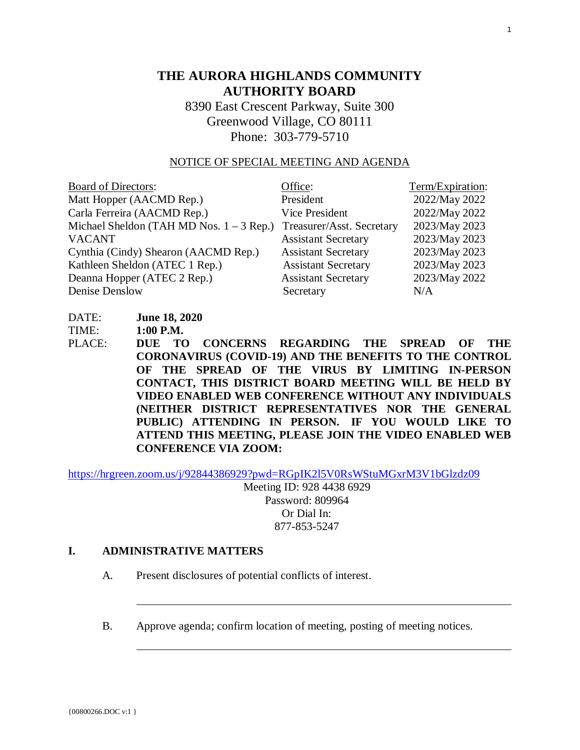# THE AURORA HIGHLANDS COMMUNITY AUTHORITY BOARD

8390 East Crescent Parkway, Suite 300
Greenwood Village, CO 80111
Phone: 303-779-5710

NOTICE OF SPECIAL MEETING AND AGENDA

| Board of Directors: | Office: | Term/Expiration: |
|---|---|---|
| Matt Hopper (AACMD Rep.) | President | 2022/May 2022 |
| Carla Ferreira (AACMD Rep.) | Vice President | 2022/May 2022 |
| Michael Sheldon (TAH MD Nos. 1 – 3 Rep.) | Treasurer/Asst. Secretary | 2023/May 2023 |
| VACANT | Assistant Secretary | 2023/May 2023 |
| Cynthia (Cindy) Shearon (AACMD Rep.) | Assistant Secretary | 2023/May 2023 |
| Kathleen Sheldon (ATEC 1 Rep.) | Assistant Secretary | 2023/May 2023 |
| Deanna Hopper (ATEC 2 Rep.) | Assistant Secretary | 2023/May 2022 |
| Denise Denslow | Secretary | N/A |

DATE: **June 18, 2020**

TIME: **1:00 P.M.**

PLACE: **DUE TO CONCERNS REGARDING THE SPREAD OF THE CORONAVIRUS (COVID-19) AND THE BENEFITS TO THE CONTROL OF THE SPREAD OF THE VIRUS BY LIMITING IN-PERSON CONTACT, THIS DISTRICT BOARD MEETING WILL BE HELD BY VIDEO ENABLED WEB CONFERENCE WITHOUT ANY INDIVIDUALS (NEITHER DISTRICT REPRESENTATIVES NOR THE GENERAL PUBLIC) ATTENDING IN PERSON. IF YOU WOULD LIKE TO ATTEND THIS MEETING, PLEASE JOIN THE VIDEO ENABLED WEB CONFERENCE VIA ZOOM:**

https://hrgreen.zoom.us/j/92844386929?pwd=RGpIK2l5V0RsWStuMGxrM3V1bGlzdz09

Meeting ID: 928 4438 6929
Password: 809964
Or Dial In:
877-853-5247

## I. ADMINISTRATIVE MATTERS

A. Present disclosures of potential conflicts of interest.

B. Approve agenda; confirm location of meeting, posting of meeting notices.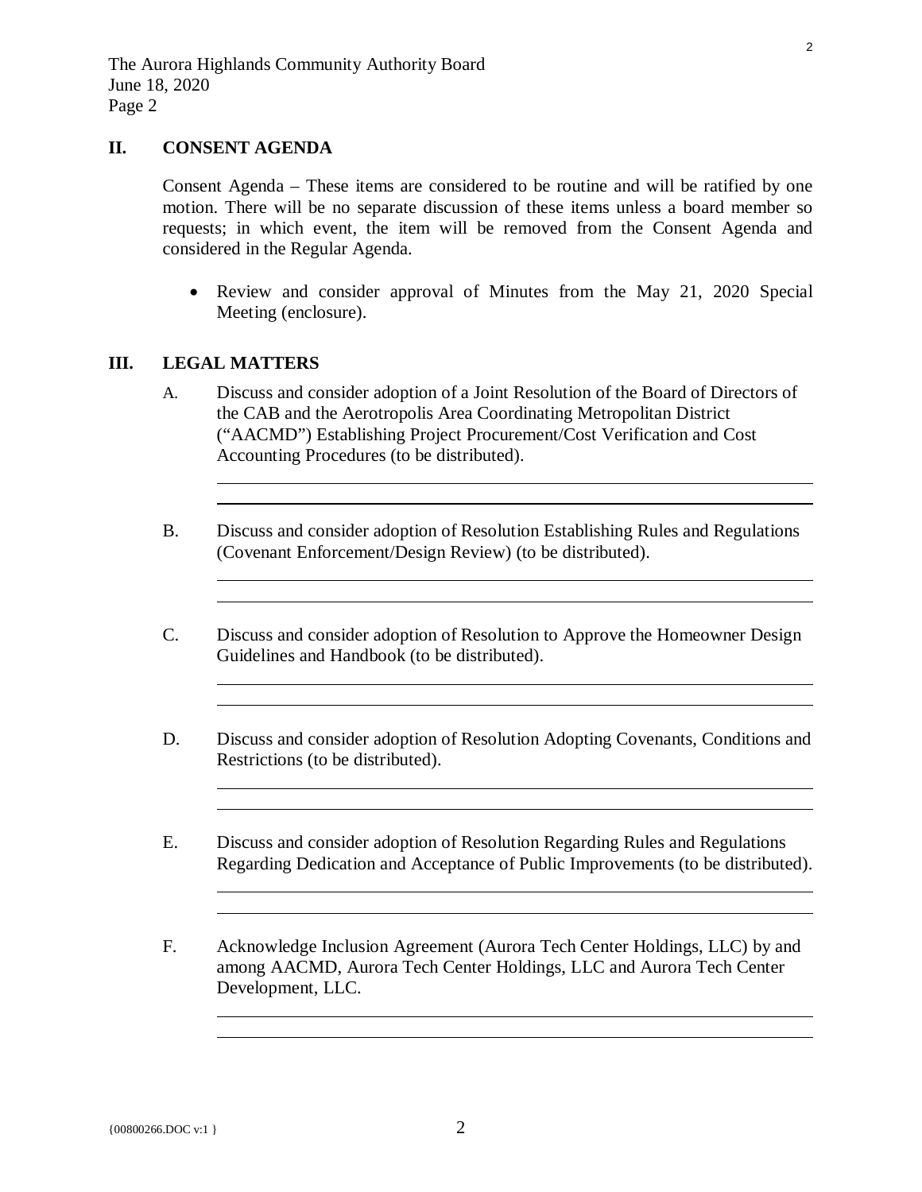## II. CONSENT AGENDA

Consent Agenda – These items are considered to be routine and will be ratified by one motion. There will be no separate discussion of these items unless a board member so requests; in which event, the item will be removed from the Consent Agenda and considered in the Regular Agenda.

- Review and consider approval of Minutes from the May 21, 2020 Special Meeting (enclosure).

## III. LEGAL MATTERS

A. Discuss and consider adoption of a Joint Resolution of the Board of Directors of the CAB and the Aerotropolis Area Coordinating Metropolitan District ("AACMD") Establishing Project Procurement/Cost Verification and Cost Accounting Procedures (to be distributed).

B. Discuss and consider adoption of Resolution Establishing Rules and Regulations (Covenant Enforcement/Design Review) (to be distributed).

C. Discuss and consider adoption of Resolution to Approve the Homeowner Design Guidelines and Handbook (to be distributed).

D. Discuss and consider adoption of Resolution Adopting Covenants, Conditions and Restrictions (to be distributed).

E. Discuss and consider adoption of Resolution Regarding Rules and Regulations Regarding Dedication and Acceptance of Public Improvements (to be distributed).

F. Acknowledge Inclusion Agreement (Aurora Tech Center Holdings, LLC) by and among AACMD, Aurora Tech Center Holdings, LLC and Aurora Tech Center Development, LLC.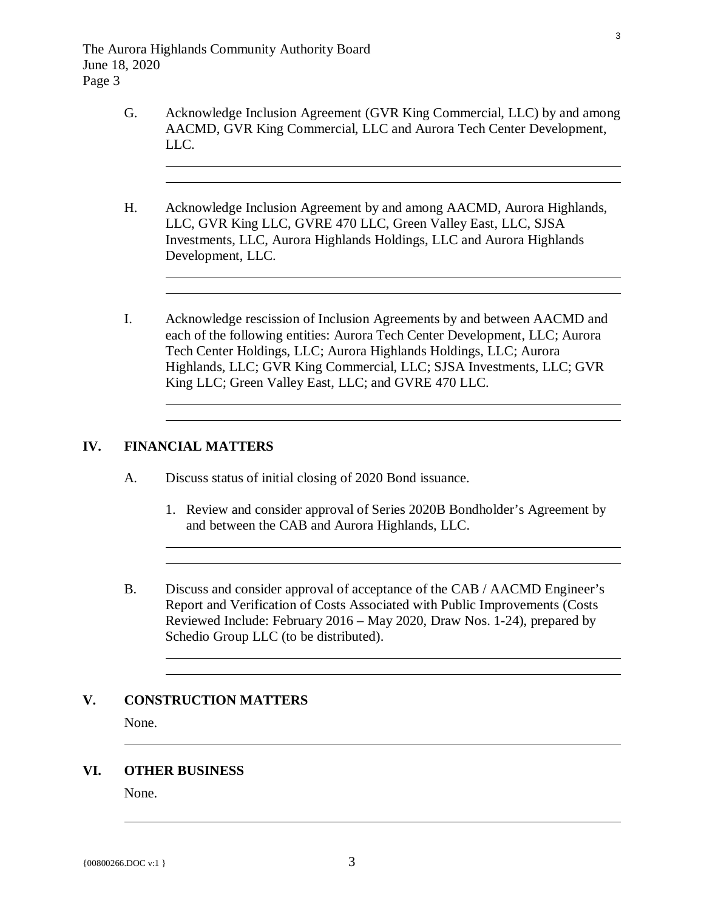G. Acknowledge Inclusion Agreement (GVR King Commercial, LLC) by and among AACMD, GVR King Commercial, LLC and Aurora Tech Center Development, LLC.

H. Acknowledge Inclusion Agreement by and among AACMD, Aurora Highlands, LLC, GVR King LLC, GVRE 470 LLC, Green Valley East, LLC, SJSA Investments, LLC, Aurora Highlands Holdings, LLC and Aurora Highlands Development, LLC.

I. Acknowledge rescission of Inclusion Agreements by and between AACMD and each of the following entities: Aurora Tech Center Development, LLC; Aurora Tech Center Holdings, LLC; Aurora Highlands Holdings, LLC; Aurora Highlands, LLC; GVR King Commercial, LLC; SJSA Investments, LLC; GVR King LLC; Green Valley East, LLC; and GVRE 470 LLC.

## IV. FINANCIAL MATTERS

A. Discuss status of initial closing of 2020 Bond issuance.

1. Review and consider approval of Series 2020B Bondholder's Agreement by and between the CAB and Aurora Highlands, LLC.

B. Discuss and consider approval of acceptance of the CAB / AACMD Engineer's Report and Verification of Costs Associated with Public Improvements (Costs Reviewed Include: February 2016 – May 2020, Draw Nos. 1-24), prepared by Schedio Group LLC (to be distributed).

## V. CONSTRUCTION MATTERS

None.

## VI. OTHER BUSINESS

None.

{00800266.DOC v:1 }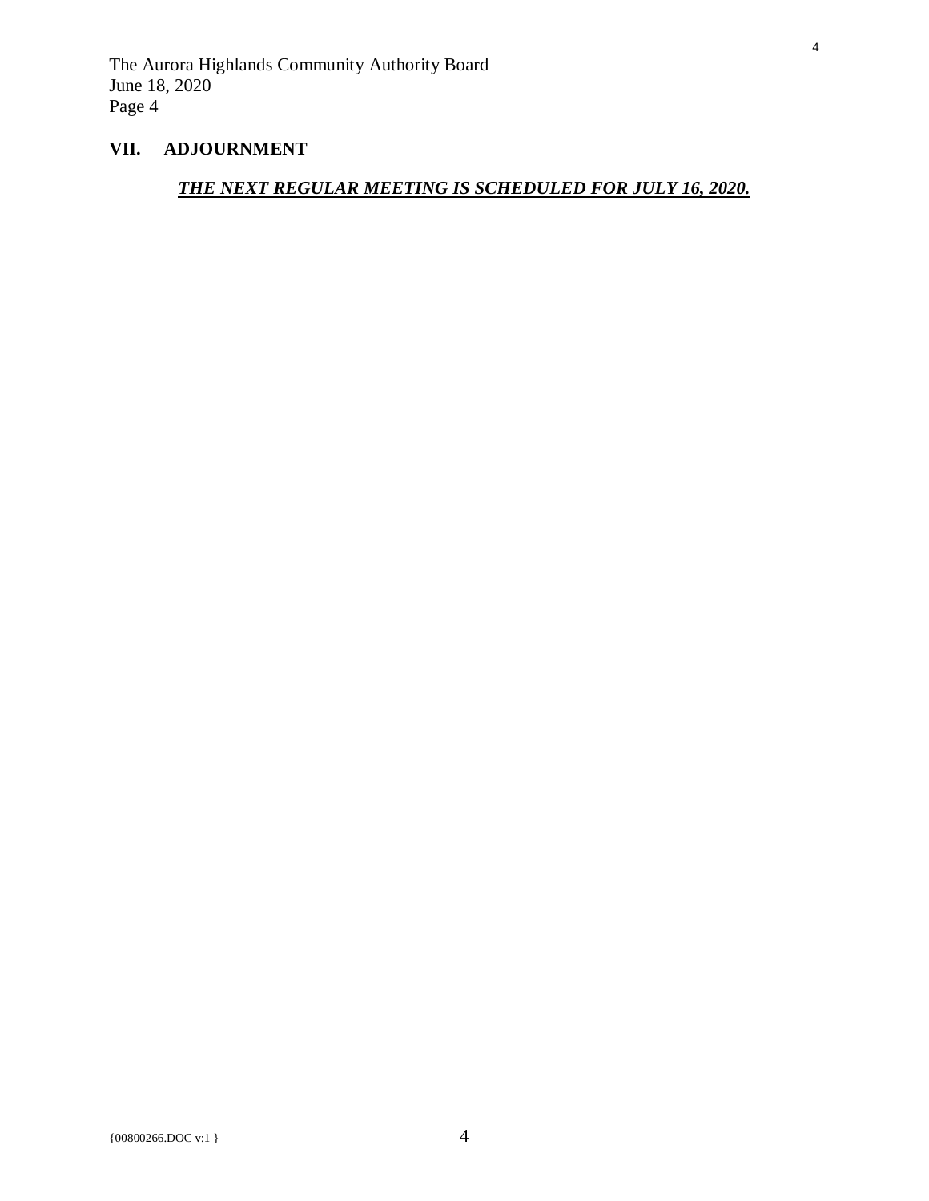## VII. ADJOURNMENT

***THE NEXT REGULAR MEETING IS SCHEDULED FOR JULY 16, 2020.***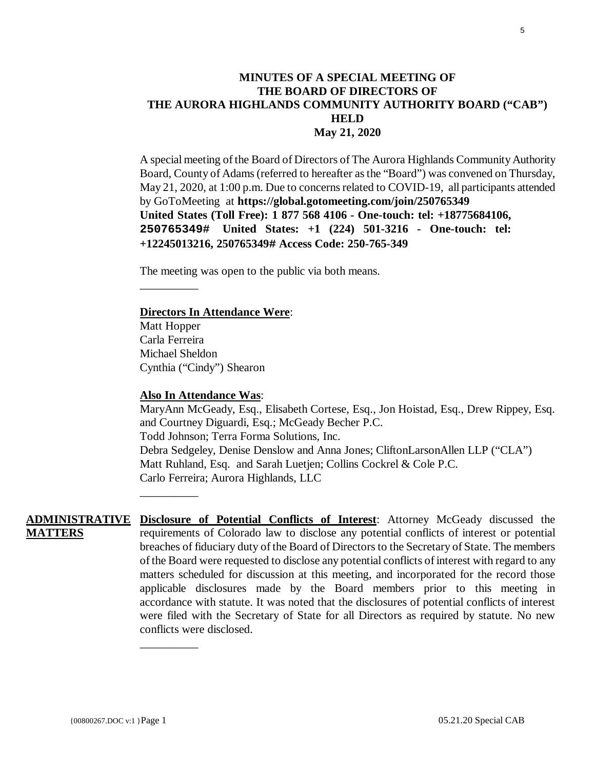# MINUTES OF A SPECIAL MEETING OF THE BOARD OF DIRECTORS OF THE AURORA HIGHLANDS COMMUNITY AUTHORITY BOARD ("CAB") HELD May 21, 2020

A special meeting of the Board of Directors of The Aurora Highlands Community Authority Board, County of Adams (referred to hereafter as the "Board") was convened on Thursday, May 21, 2020, at 1:00 p.m. Due to concerns related to COVID-19, all participants attended by GoToMeeting at **https://global.gotomeeting.com/join/250765349 United States (Toll Free): 1 877 568 4106 - One-touch: tel: +18775684106, 250765349# United States: +1 (224) 501-3216 - One-touch: tel: +12245013216, 250765349# Access Code: 250-765-349**

The meeting was open to the public via both means.

__________

**Directors In Attendance Were**:
Matt Hopper
Carla Ferreira
Michael Sheldon
Cynthia ("Cindy") Shearon

**Also In Attendance Was**:
MaryAnn McGeady, Esq., Elisabeth Cortese, Esq., Jon Hoistad, Esq., Drew Rippey, Esq. and Courtney Diguardi, Esq.; McGeady Becher P.C.
Todd Johnson; Terra Forma Solutions, Inc.
Debra Sedgeley, Denise Denslow and Anna Jones; CliftonLarsonAllen LLP ("CLA")
Matt Ruhland, Esq. and Sarah Luetjen; Collins Cockrel & Cole P.C.
Carlo Ferreira; Aurora Highlands, LLC

__________

**ADMINISTRATIVE MATTERS**

**Disclosure of Potential Conflicts of Interest**: Attorney McGeady discussed the requirements of Colorado law to disclose any potential conflicts of interest or potential breaches of fiduciary duty of the Board of Directors to the Secretary of State. The members of the Board were requested to disclose any potential conflicts of interest with regard to any matters scheduled for discussion at this meeting, and incorporated for the record those applicable disclosures made by the Board members prior to this meeting in accordance with statute. It was noted that the disclosures of potential conflicts of interest were filed with the Secretary of State for all Directors as required by statute. No new conflicts were disclosed.

__________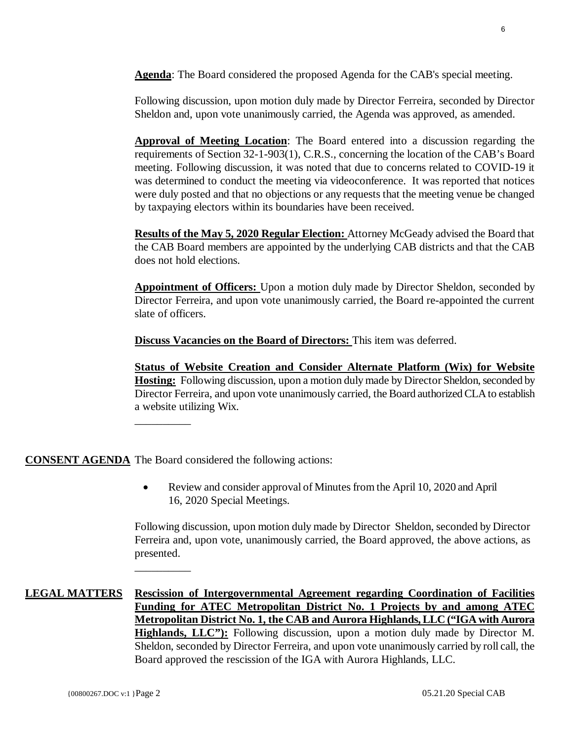**Agenda**: The Board considered the proposed Agenda for the CAB's special meeting.

Following discussion, upon motion duly made by Director Ferreira, seconded by Director Sheldon and, upon vote unanimously carried, the Agenda was approved, as amended.

**Approval of Meeting Location**: The Board entered into a discussion regarding the requirements of Section 32-1-903(1), C.R.S., concerning the location of the CAB's Board meeting. Following discussion, it was noted that due to concerns related to COVID-19 it was determined to conduct the meeting via videoconference. It was reported that notices were duly posted and that no objections or any requests that the meeting venue be changed by taxpaying electors within its boundaries have been received.

**Results of the May 5, 2020 Regular Election:** Attorney McGeady advised the Board that the CAB Board members are appointed by the underlying CAB districts and that the CAB does not hold elections.

**Appointment of Officers:** Upon a motion duly made by Director Sheldon, seconded by Director Ferreira, and upon vote unanimously carried, the Board re-appointed the current slate of officers.

**Discuss Vacancies on the Board of Directors:** This item was deferred.

**Status of Website Creation and Consider Alternate Platform (Wix) for Website Hosting:** Following discussion, upon a motion duly made by Director Sheldon, seconded by Director Ferreira, and upon vote unanimously carried, the Board authorized CLA to establish a website utilizing Wix.

__________

**CONSENT AGENDA** The Board considered the following actions:

- Review and consider approval of Minutes from the April 10, 2020 and April 16, 2020 Special Meetings.

Following discussion, upon motion duly made by Director Sheldon, seconded by Director Ferreira and, upon vote, unanimously carried, the Board approved, the above actions, as presented.

__________

**LEGAL MATTERS** **Rescission of Intergovernmental Agreement regarding Coordination of Facilities Funding for ATEC Metropolitan District No. 1 Projects by and among ATEC Metropolitan District No. 1, the CAB and Aurora Highlands, LLC ("IGA with Aurora Highlands, LLC"):** Following discussion, upon a motion duly made by Director M. Sheldon, seconded by Director Ferreira, and upon vote unanimously carried by roll call, the Board approved the rescission of the IGA with Aurora Highlands, LLC.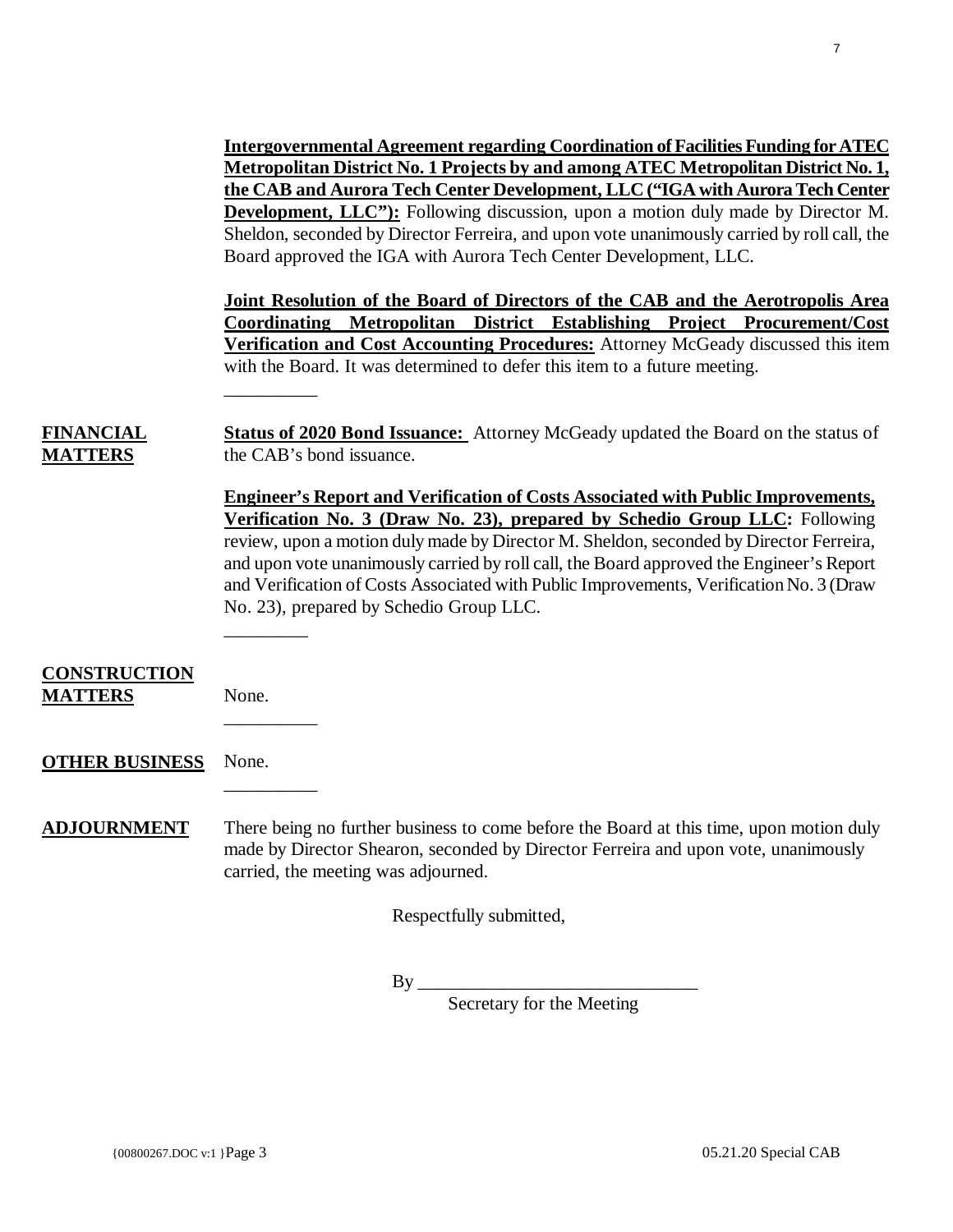**Intergovernmental Agreement regarding Coordination of Facilities Funding for ATEC Metropolitan District No. 1 Projects by and among ATEC Metropolitan District No. 1, the CAB and Aurora Tech Center Development, LLC ("IGA with Aurora Tech Center Development, LLC"):** Following discussion, upon a motion duly made by Director M. Sheldon, seconded by Director Ferreira, and upon vote unanimously carried by roll call, the Board approved the IGA with Aurora Tech Center Development, LLC.

**Joint Resolution of the Board of Directors of the CAB and the Aerotropolis Area Coordinating Metropolitan District Establishing Project Procurement/Cost Verification and Cost Accounting Procedures:** Attorney McGeady discussed this item with the Board. It was determined to defer this item to a future meeting.

__________

**FINANCIAL MATTERS**

**Status of 2020 Bond Issuance:** Attorney McGeady updated the Board on the status of the CAB's bond issuance.

**Engineer's Report and Verification of Costs Associated with Public Improvements, Verification No. 3 (Draw No. 23), prepared by Schedio Group LLC:** Following review, upon a motion duly made by Director M. Sheldon, seconded by Director Ferreira, and upon vote unanimously carried by roll call, the Board approved the Engineer's Report and Verification of Costs Associated with Public Improvements, Verification No. 3 (Draw No. 23), prepared by Schedio Group LLC.

__________

**CONSTRUCTION MATTERS**

None.

__________

**OTHER BUSINESS**

None.

__________

**ADJOURNMENT**

There being no further business to come before the Board at this time, upon motion duly made by Director Shearon, seconded by Director Ferreira and upon vote, unanimously carried, the meeting was adjourned.

Respectfully submitted,

By ______________________________

Secretary for the Meeting

{00800267.DOC v:1 }Page 3 05.21.20 Special CAB